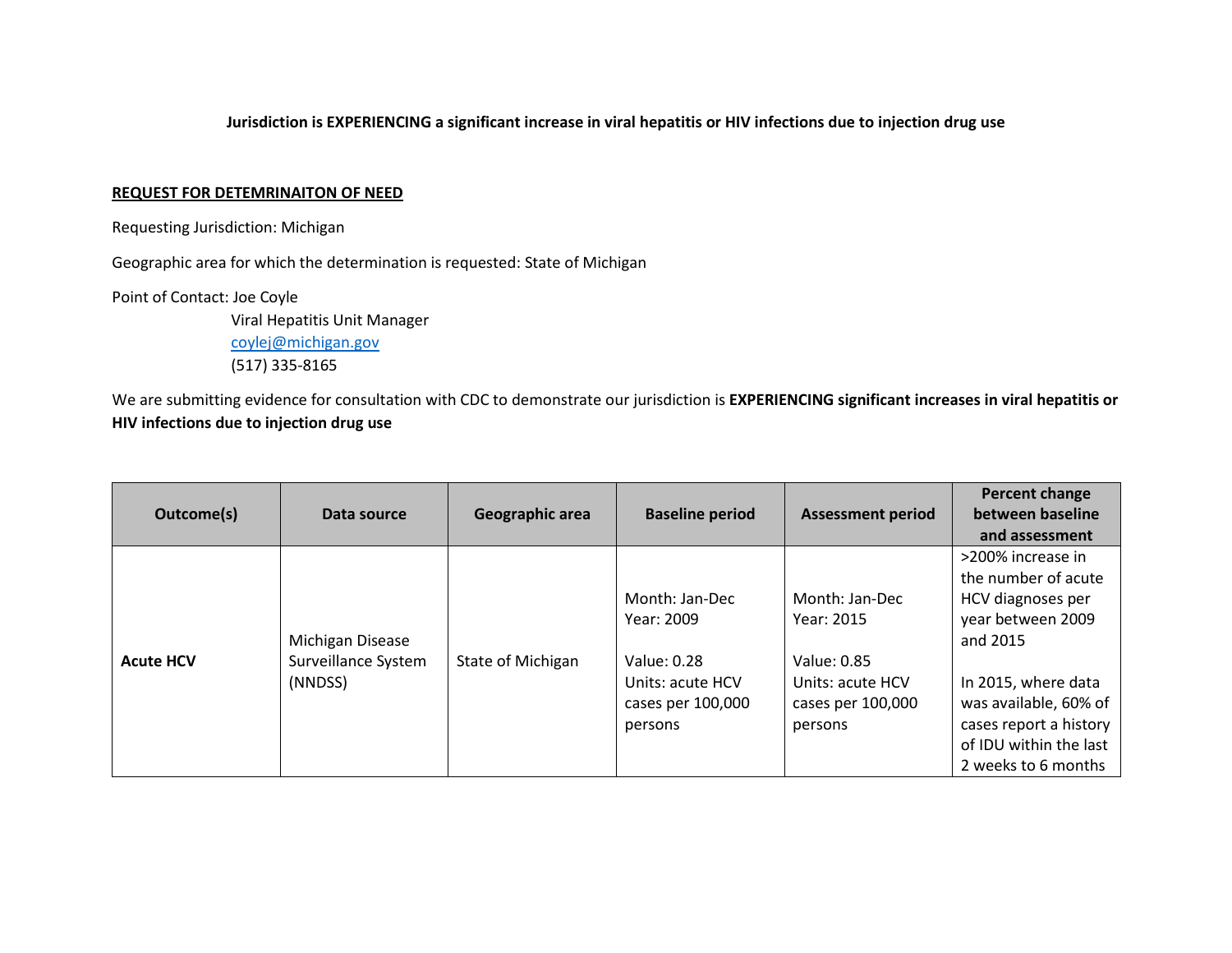**Jurisdiction is EXPERIENCING a significant increase in viral hepatitis or HIV infections due to injection drug use**

**REQUEST FOR DETEMRINAITON OF NEED**

Requesting Jurisdiction: Michigan

Geographic area for which the determination is requested: State of Michigan

Point of Contact: Joe Coyle
Viral Hepatitis Unit Manager
coylej@michigan.gov
(517) 335-8165

We are submitting evidence for consultation with CDC to demonstrate our jurisdiction is **EXPERIENCING significant increases in viral hepatitis or HIV infections due to injection drug use**

| Outcome(s) | Data source | Geographic area | Baseline period | Assessment period | Percent change between baseline and assessment |
|---|---|---|---|---|---|
| **Acute HCV** | Michigan Disease Surveillance System (NNDSS) | State of Michigan | Month: Jan-Dec<br>Year: 2009<br><br>Value: 0.28<br>Units: acute HCV cases per 100,000 persons | Month: Jan-Dec<br>Year: 2015<br><br>Value: 0.85<br>Units: acute HCV cases per 100,000 persons | >200% increase in the number of acute HCV diagnoses per year between 2009 and 2015<br><br>In 2015, where data was available, 60% of cases report a history of IDU within the last 2 weeks to 6 months |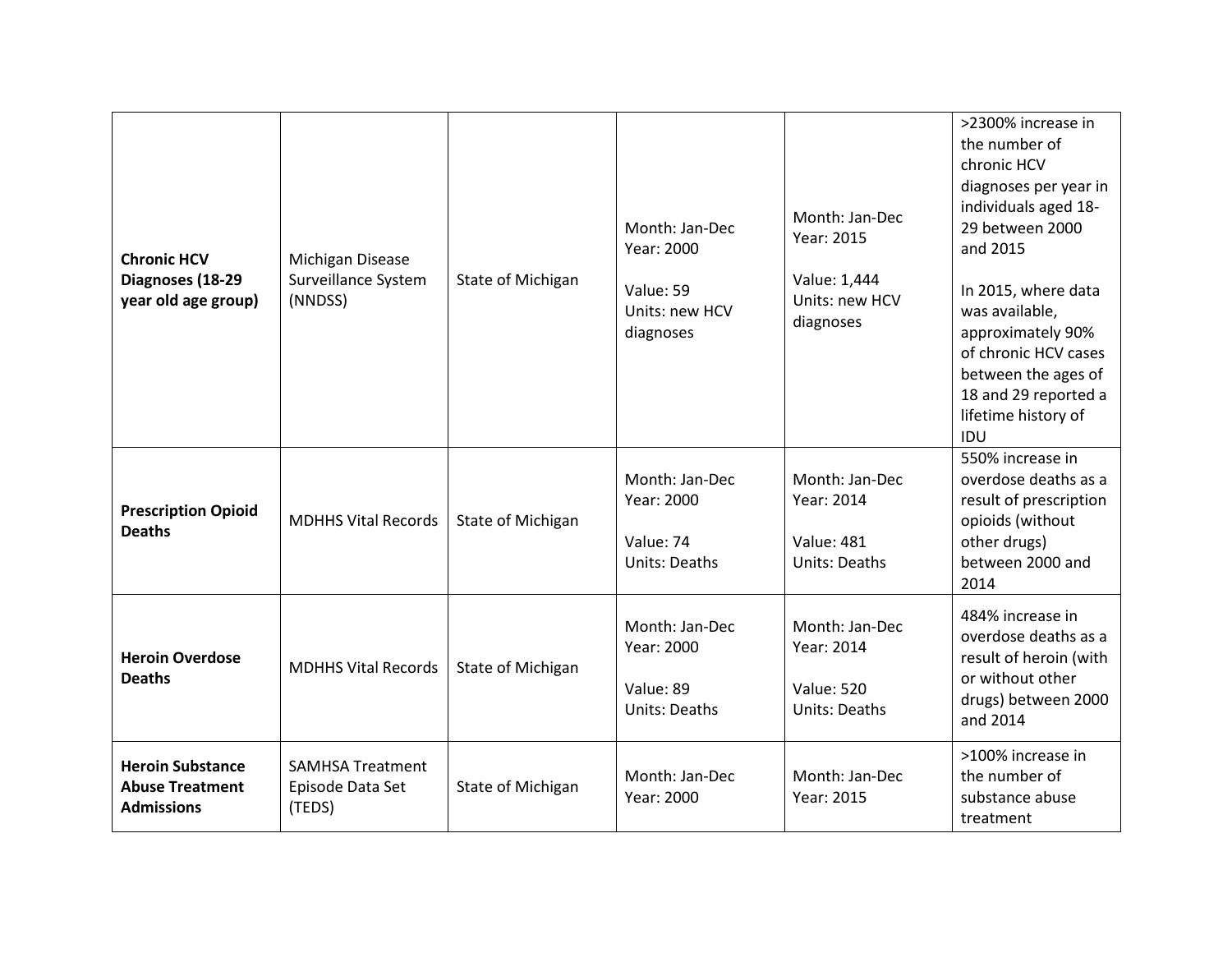| | | | | | |
|---|---|---|---|---|---|
| **Chronic HCV Diagnoses (18-29 year old age group)** | Michigan Disease Surveillance System (NNDSS) | State of Michigan | Month: Jan-Dec<br>Year: 2000<br><br>Value: 59<br>Units: new HCV diagnoses | Month: Jan-Dec<br>Year: 2015<br><br>Value: 1,444<br>Units: new HCV diagnoses | >2300% increase in the number of chronic HCV diagnoses per year in individuals aged 18-29 between 2000 and 2015<br><br>In 2015, where data was available, approximately 90% of chronic HCV cases between the ages of 18 and 29 reported a lifetime history of IDU |
| **Prescription Opioid Deaths** | MDHHS Vital Records | State of Michigan | Month: Jan-Dec<br>Year: 2000<br><br>Value: 74<br>Units: Deaths | Month: Jan-Dec<br>Year: 2014<br><br>Value: 481<br>Units: Deaths | 550% increase in overdose deaths as a result of prescription opioids (without other drugs) between 2000 and 2014 |
| **Heroin Overdose Deaths** | MDHHS Vital Records | State of Michigan | Month: Jan-Dec<br>Year: 2000<br><br>Value: 89<br>Units: Deaths | Month: Jan-Dec<br>Year: 2014<br><br>Value: 520<br>Units: Deaths | 484% increase in overdose deaths as a result of heroin (with or without other drugs) between 2000 and 2014 |
| **Heroin Substance Abuse Treatment Admissions** | SAMHSA Treatment Episode Data Set (TEDS) | State of Michigan | Month: Jan-Dec<br>Year: 2000 | Month: Jan-Dec<br>Year: 2015 | >100% increase in the number of substance abuse treatment |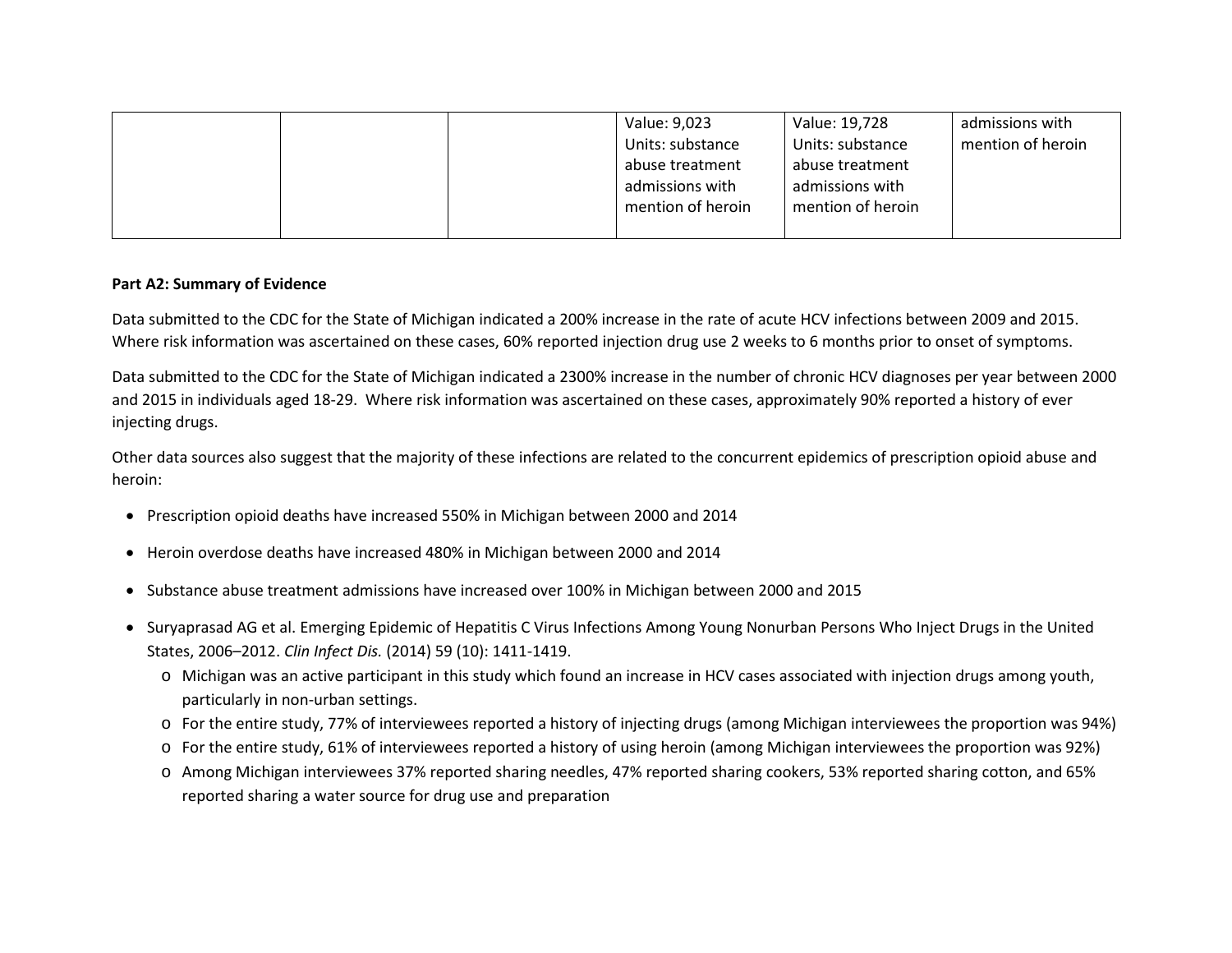| | | | Value: 9,023<br>Units: substance abuse treatment admissions with mention of heroin | Value: 19,728<br>Units: substance abuse treatment admissions with mention of heroin | admissions with mention of heroin |
|---|---|---|---|---|---|

**Part A2: Summary of Evidence**

Data submitted to the CDC for the State of Michigan indicated a 200% increase in the rate of acute HCV infections between 2009 and 2015. Where risk information was ascertained on these cases, 60% reported injection drug use 2 weeks to 6 months prior to onset of symptoms.

Data submitted to the CDC for the State of Michigan indicated a 2300% increase in the number of chronic HCV diagnoses per year between 2000 and 2015 in individuals aged 18-29. Where risk information was ascertained on these cases, approximately 90% reported a history of ever injecting drugs.

Other data sources also suggest that the majority of these infections are related to the concurrent epidemics of prescription opioid abuse and heroin:

- Prescription opioid deaths have increased 550% in Michigan between 2000 and 2014
- Heroin overdose deaths have increased 480% in Michigan between 2000 and 2014
- Substance abuse treatment admissions have increased over 100% in Michigan between 2000 and 2015
- Suryaprasad AG et al. Emerging Epidemic of Hepatitis C Virus Infections Among Young Nonurban Persons Who Inject Drugs in the United States, 2006–2012. *Clin Infect Dis.* (2014) 59 (10): 1411-1419.
  - Michigan was an active participant in this study which found an increase in HCV cases associated with injection drugs among youth, particularly in non-urban settings.
  - For the entire study, 77% of interviewees reported a history of injecting drugs (among Michigan interviewees the proportion was 94%)
  - For the entire study, 61% of interviewees reported a history of using heroin (among Michigan interviewees the proportion was 92%)
  - Among Michigan interviewees 37% reported sharing needles, 47% reported sharing cookers, 53% reported sharing cotton, and 65% reported sharing a water source for drug use and preparation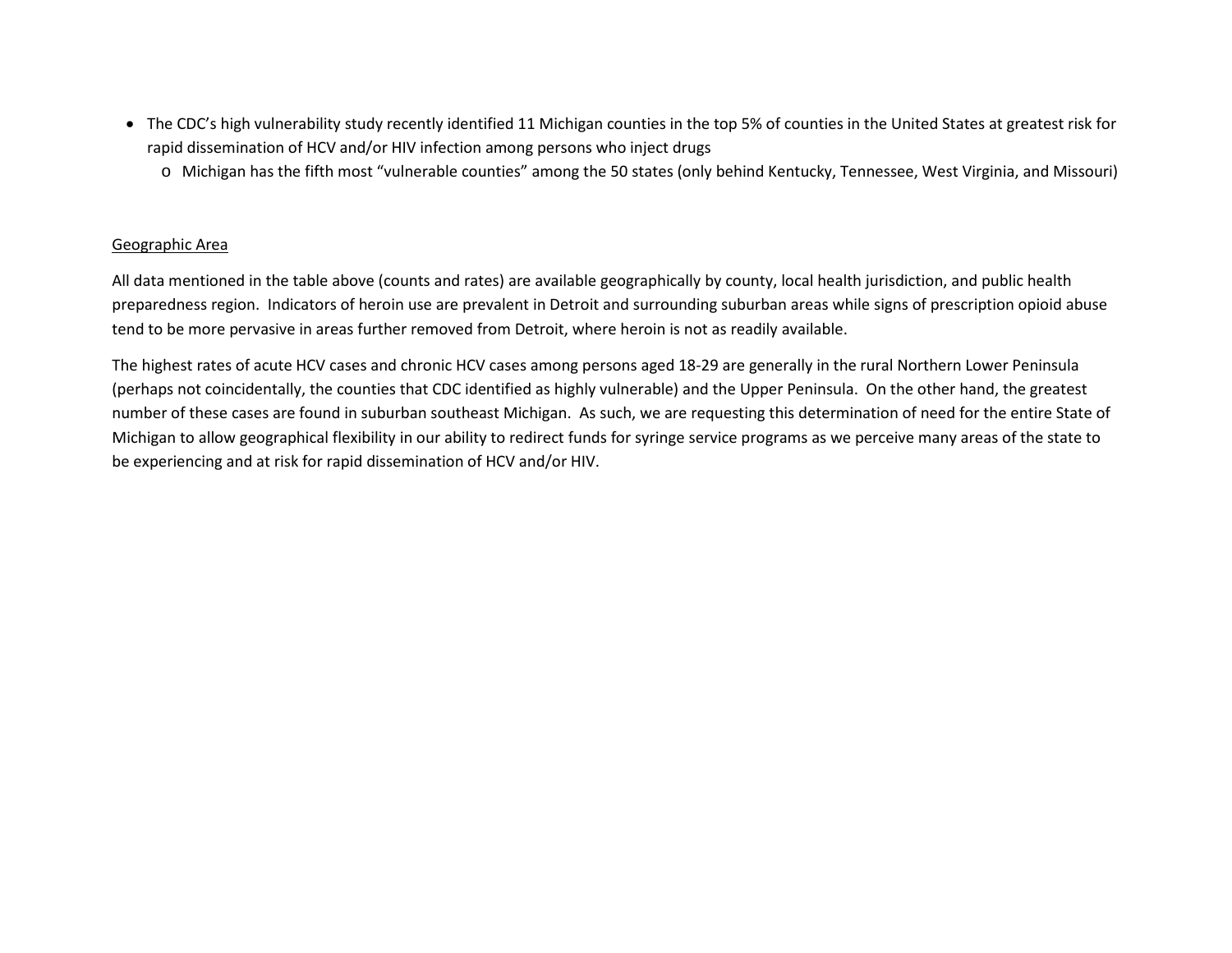- The CDC's high vulnerability study recently identified 11 Michigan counties in the top 5% of counties in the United States at greatest risk for rapid dissemination of HCV and/or HIV infection among persons who inject drugs
  - Michigan has the fifth most "vulnerable counties" among the 50 states (only behind Kentucky, Tennessee, West Virginia, and Missouri)

<u>Geographic Area</u>

All data mentioned in the table above (counts and rates) are available geographically by county, local health jurisdiction, and public health preparedness region. Indicators of heroin use are prevalent in Detroit and surrounding suburban areas while signs of prescription opioid abuse tend to be more pervasive in areas further removed from Detroit, where heroin is not as readily available.

The highest rates of acute HCV cases and chronic HCV cases among persons aged 18-29 are generally in the rural Northern Lower Peninsula (perhaps not coincidentally, the counties that CDC identified as highly vulnerable) and the Upper Peninsula. On the other hand, the greatest number of these cases are found in suburban southeast Michigan. As such, we are requesting this determination of need for the entire State of Michigan to allow geographical flexibility in our ability to redirect funds for syringe service programs as we perceive many areas of the state to be experiencing and at risk for rapid dissemination of HCV and/or HIV.